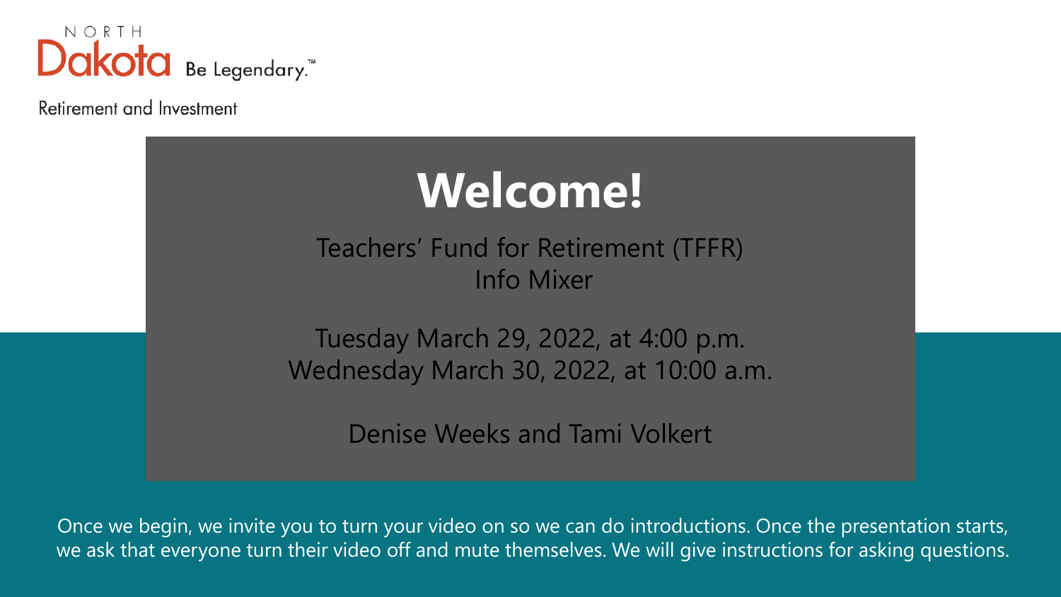NORTH Dakota Be Legendary.™

Retirement and Investment

# Welcome!

Teachers' Fund for Retirement (TFFR)
Info Mixer

Tuesday March 29, 2022, at 4:00 p.m.
Wednesday March 30, 2022, at 10:00 a.m.

Denise Weeks and Tami Volkert

Once we begin, we invite you to turn your video on so we can do introductions. Once the presentation starts, we ask that everyone turn their video off and mute themselves. We will give instructions for asking questions.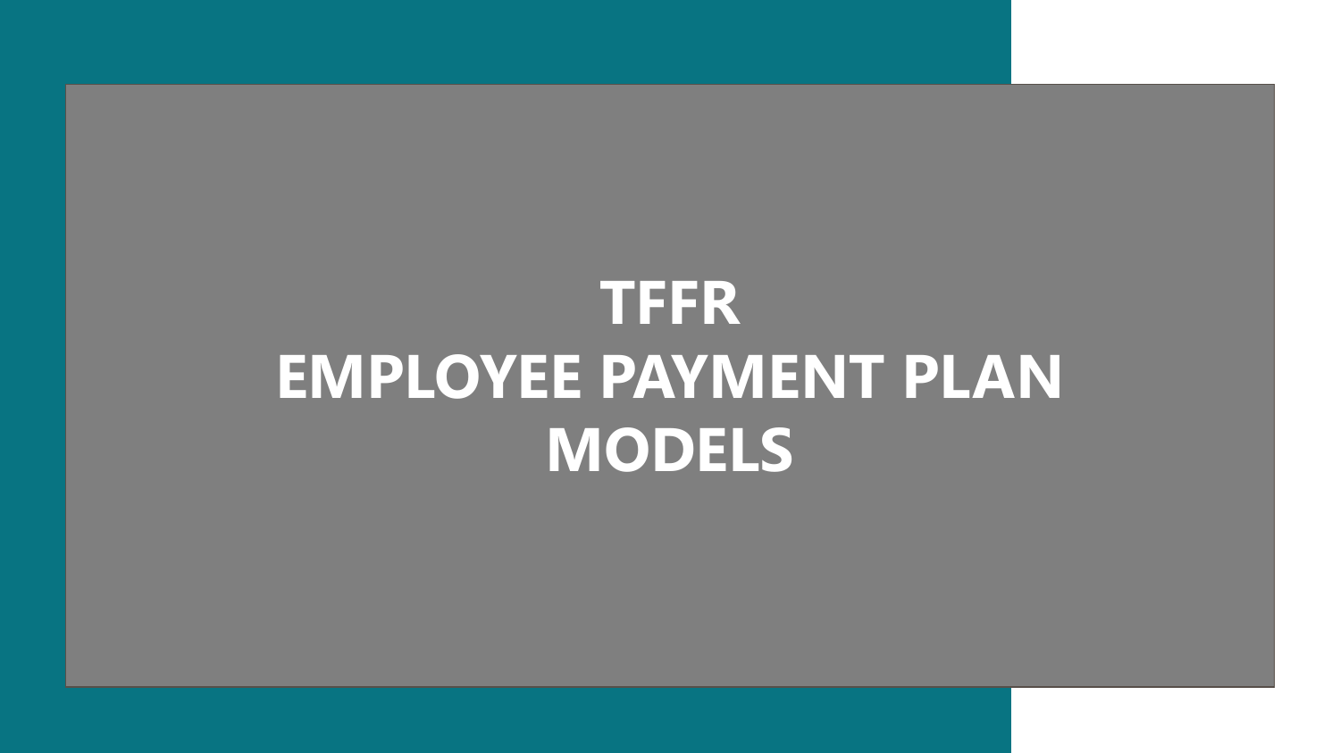# TFFR
# EMPLOYEE PAYMENT PLAN MODELS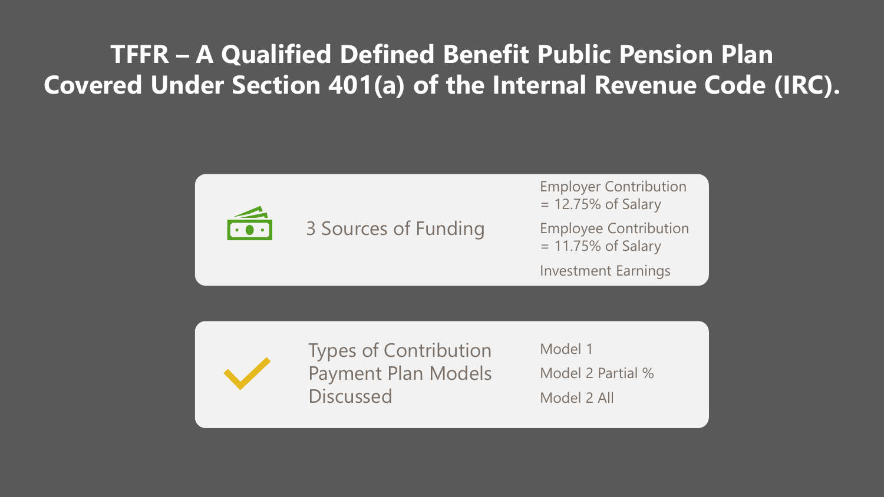# TFFR – A Qualified Defined Benefit Public Pension Plan Covered Under Section 401(a) of the Internal Revenue Code (IRC).

**3 Sources of Funding**

- Employer Contribution = 12.75% of Salary
- Employee Contribution = 11.75% of Salary
- Investment Earnings

**Types of Contribution Payment Plan Models Discussed**

- Model 1
- Model 2 Partial %
- Model 2 All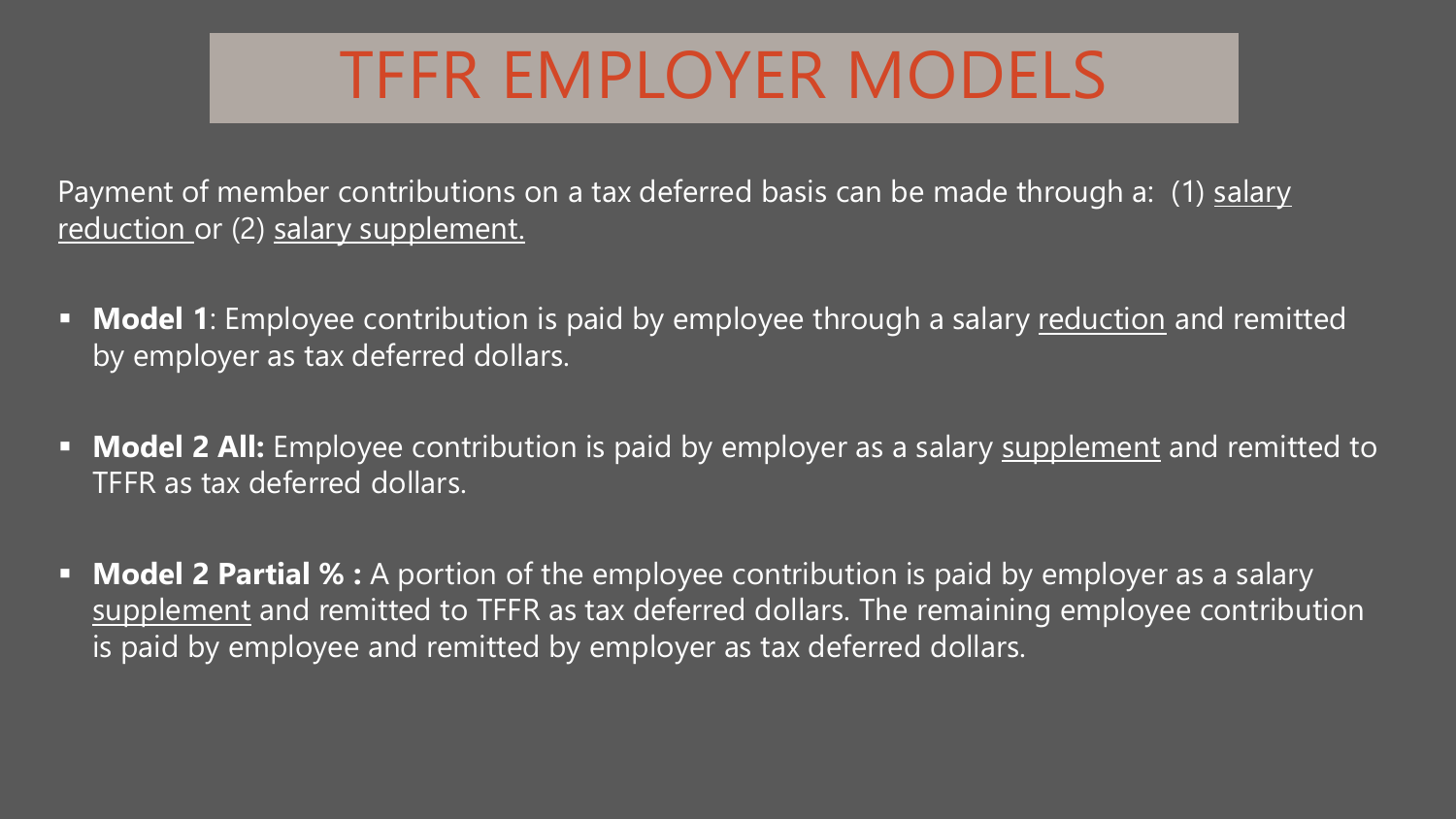# TFFR EMPLOYER MODELS

Payment of member contributions on a tax deferred basis can be made through a: (1) salary reduction or (2) salary supplement.

- **Model 1**: Employee contribution is paid by employee through a salary reduction and remitted by employer as tax deferred dollars.
- **Model 2 All:** Employee contribution is paid by employer as a salary supplement and remitted to TFFR as tax deferred dollars.
- **Model 2 Partial % :** A portion of the employee contribution is paid by employer as a salary supplement and remitted to TFFR as tax deferred dollars. The remaining employee contribution is paid by employee and remitted by employer as tax deferred dollars.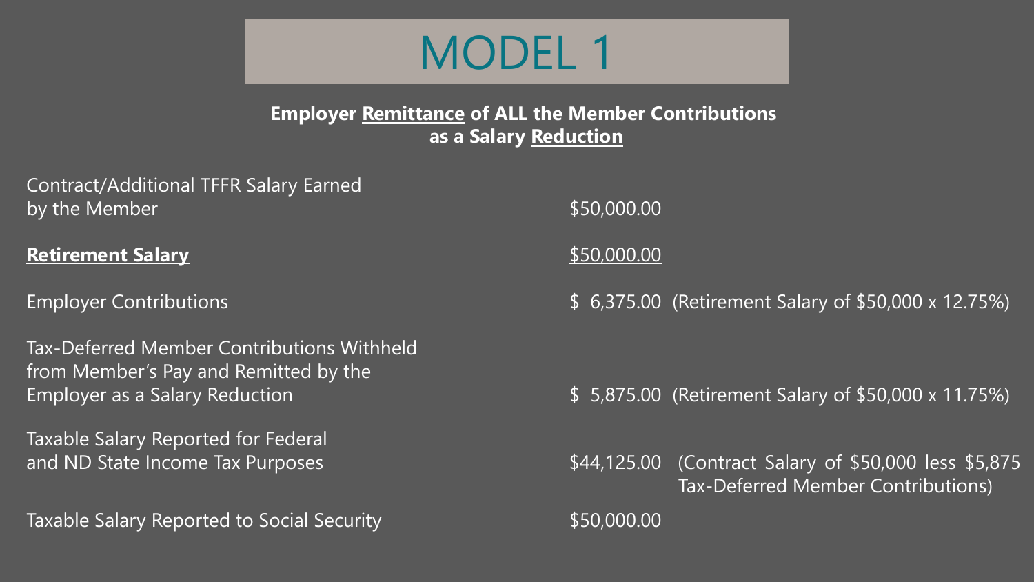# MODEL 1

**Employer <u>Remittance</u> of ALL the Member Contributions as a Salary <u>Reduction</u>**

| | | |
|---|---|---|
| Contract/Additional TFFR Salary Earned by the Member | $50,000.00 | |
| **<u>Retirement Salary</u>** | <u>$50,000.00</u> | |
| Employer Contributions | $ 6,375.00 | (Retirement Salary of $50,000 x 12.75%) |
| Tax-Deferred Member Contributions Withheld from Member's Pay and Remitted by the Employer as a Salary Reduction | $ 5,875.00 | (Retirement Salary of $50,000 x 11.75%) |
| Taxable Salary Reported for Federal and ND State Income Tax Purposes | $44,125.00 | (Contract Salary of $50,000 less $5,875 Tax-Deferred Member Contributions) |
| Taxable Salary Reported to Social Security | $50,000.00 | |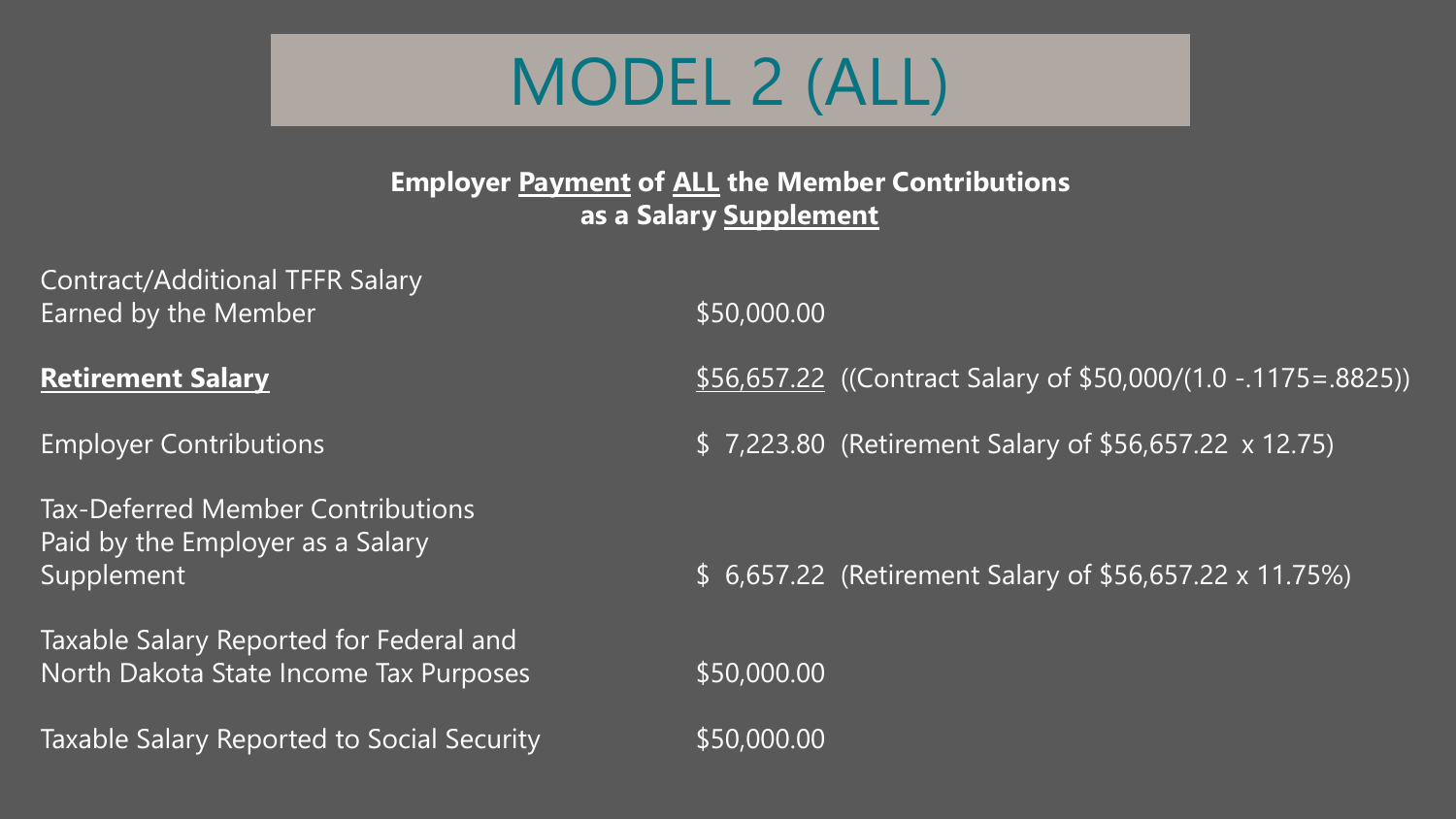# MODEL 2 (ALL)

**Employer <u>Payment</u> of <u>ALL</u> the Member Contributions as a Salary <u>Supplement</u>**

| | | |
|---|---|---|
| Contract/Additional TFFR Salary Earned by the Member | $50,000.00 | |
| <u>**Retirement Salary**</u> | <u>$56,657.22</u> | ((Contract Salary of $50,000/(1.0 -.1175=.8825)) |
| Employer Contributions | $ 7,223.80 | (Retirement Salary of $56,657.22 x 12.75) |
| Tax-Deferred Member Contributions Paid by the Employer as a Salary Supplement | $ 6,657.22 | (Retirement Salary of $56,657.22 x 11.75%) |
| Taxable Salary Reported for Federal and North Dakota State Income Tax Purposes | $50,000.00 | |
| Taxable Salary Reported to Social Security | $50,000.00 | |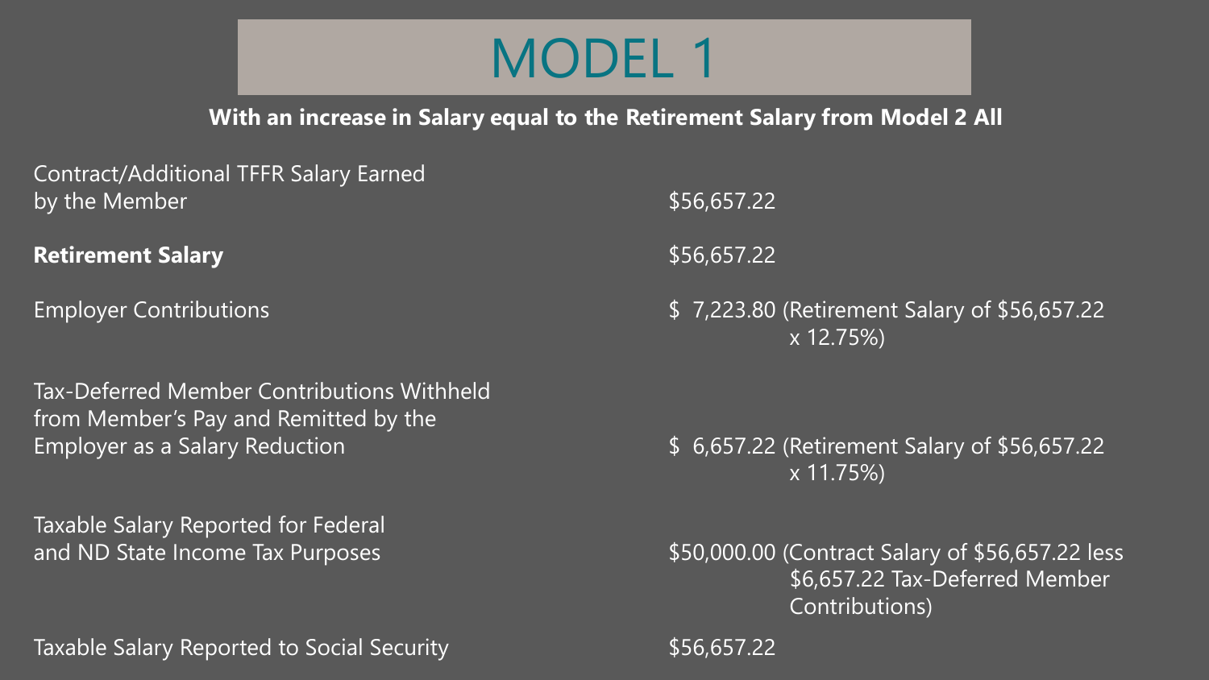# MODEL 1

**With an increase in Salary equal to the Retirement Salary from Model 2 All**

| | |
|---|---|
| Contract/Additional TFFR Salary Earned by the Member | $56,657.22 |
| **Retirement Salary** | $56,657.22 |
| Employer Contributions | $ 7,223.80 (Retirement Salary of $56,657.22 x 12.75%) |
| Tax-Deferred Member Contributions Withheld from Member's Pay and Remitted by the Employer as a Salary Reduction | $ 6,657.22 (Retirement Salary of $56,657.22 x 11.75%) |
| Taxable Salary Reported for Federal and ND State Income Tax Purposes | $50,000.00 (Contract Salary of $56,657.22 less $6,657.22 Tax-Deferred Member Contributions) |
| Taxable Salary Reported to Social Security | $56,657.22 |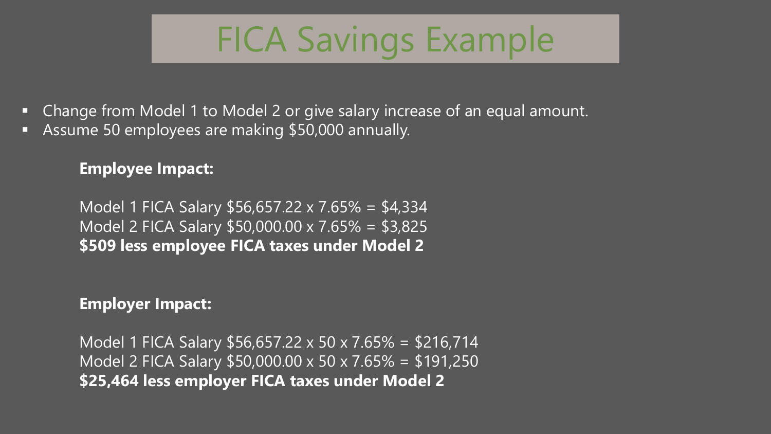# FICA Savings Example

- Change from Model 1 to Model 2 or give salary increase of an equal amount.
- Assume 50 employees are making $50,000 annually.

**Employee Impact:**

Model 1 FICA Salary $56,657.22 x 7.65% = $4,334
Model 2 FICA Salary $50,000.00 x 7.65% = $3,825
**$509 less employee FICA taxes under Model 2**

**Employer Impact:**

Model 1 FICA Salary $56,657.22 x 50 x 7.65% = $216,714
Model 2 FICA Salary $50,000.00 x 50 x 7.65% = $191,250
**$25,464 less employer FICA taxes under Model 2**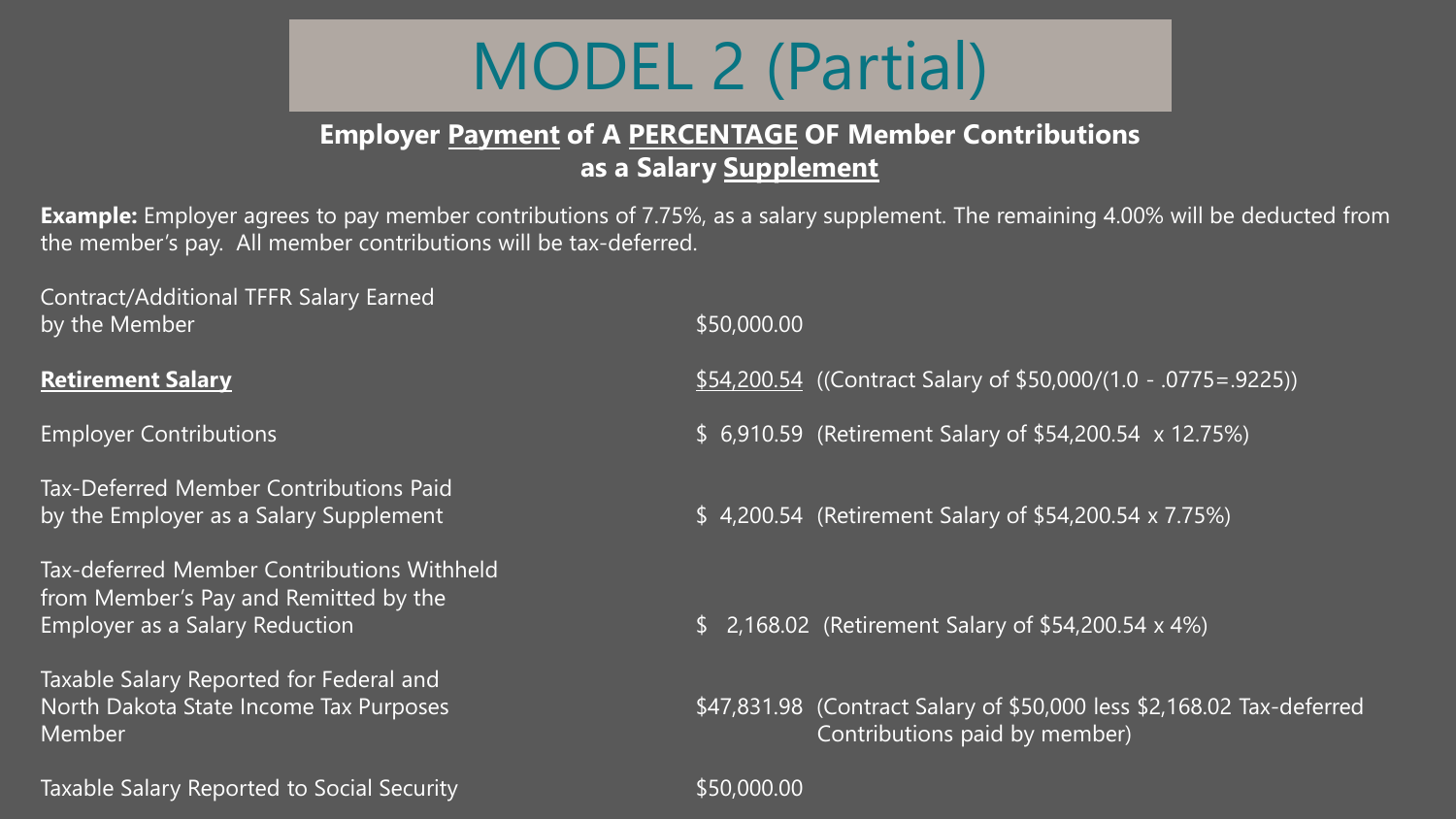# MODEL 2 (Partial)

## **Employer Payment of A PERCENTAGE OF Member Contributions as a Salary Supplement**

**Example:** Employer agrees to pay member contributions of 7.75%, as a salary supplement. The remaining 4.00% will be deducted from the member's pay. All member contributions will be tax-deferred.

| | | |
|---|---|---|
| Contract/Additional TFFR Salary Earned by the Member | $50,000.00 | |
| **Retirement Salary** | $54,200.54 | ((Contract Salary of $50,000/(1.0 - .0775=.9225)) |
| Employer Contributions | $ 6,910.59 | (Retirement Salary of $54,200.54 x 12.75%) |
| Tax-Deferred Member Contributions Paid by the Employer as a Salary Supplement | $ 4,200.54 | (Retirement Salary of $54,200.54 x 7.75%) |
| Tax-deferred Member Contributions Withheld from Member's Pay and Remitted by the Employer as a Salary Reduction | $ 2,168.02 | (Retirement Salary of $54,200.54 x 4%) |
| Taxable Salary Reported for Federal and North Dakota State Income Tax Purposes Member | $47,831.98 | (Contract Salary of $50,000 less $2,168.02 Tax-deferred Contributions paid by member) |
| Taxable Salary Reported to Social Security | $50,000.00 | |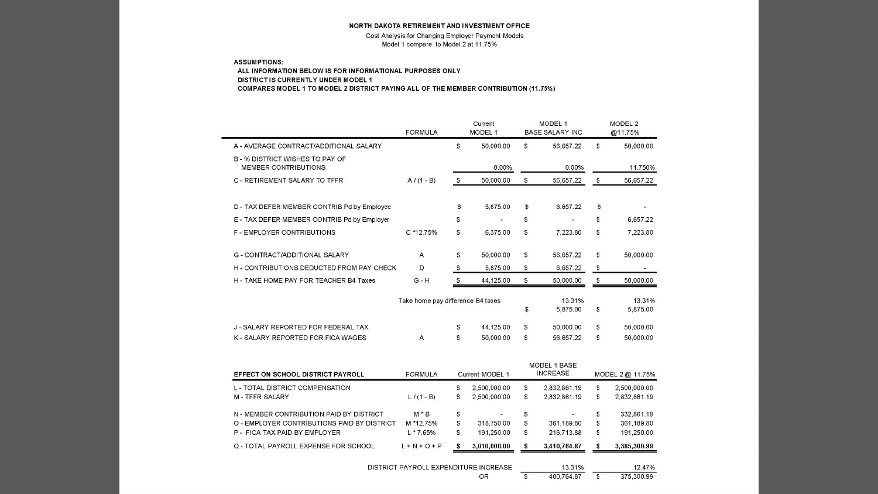**NORTH DAKOTA RETIREMENT AND INVESTMENT OFFICE**

Cost Analysis for Changing Employer Payment Models

Model 1 compare to Model 2 at 11.75%

**ASSUMPTIONS:**

**ALL INFORMATION BELOW IS FOR INFORMATIONAL PURPOSES ONLY**

**DISTRICT IS CURRENTLY UNDER MODEL 1**

**COMPARES MODEL 1 TO MODEL 2 DISTRICT PAYING ALL OF THE MEMBER CONTRIBUTION (11.75%)**

| | FORMULA | Current MODEL 1 | MODEL 1 BASE SALARY INC | MODEL 2 @11.75% |
|---|---|---|---|---|
| A - AVERAGE CONTRACT/ADDITIONAL SALARY | | $ 50,000.00 | $ 56,657.22 | $ 50,000.00 |
| B - % DISTRICT WISHES TO PAY OF MEMBER CONTRIBUTIONS | | 0.00% | 0.00% | 11.750% |
| C - RETIREMENT SALARY TO TFFR | A / (1 - B) | $ 50,000.00 | $ 56,657.22 | $ 56,657.22 |
| D - TAX DEFER MEMBER CONTRIB Pd by Employee | | $ 5,875.00 | $ 6,657.22 | $ - |
| E - TAX DEFER MEMBER CONTRIB Pd by Employer | | $ - | $ - | $ 6,657.22 |
| F - EMPLOYER CONTRIBUTIONS | C *12.75% | $ 6,375.00 | $ 7,223.80 | $ 7,223.80 |
| G - CONTRACT/ADDITIONAL SALARY | A | $ 50,000.00 | $ 56,657.22 | $ 50,000.00 |
| H - CONTRIBUTIONS DEDUCTED FROM PAY CHECK | D | $ 5,875.00 | $ 6,657.22 | $ - |
| H - TAKE HOME PAY FOR TEACHER B4 Taxes | G - H | $ 44,125.00 | $ 50,000.00 | $ 50,000.00 |
| | Take home pay difference B4 taxes | | 13.31% | 13.31% |
| | | | $ 5,875.00 | $ 5,875.00 |
| J - SALARY REPORTED FOR FEDERAL TAX | | $ 44,125.00 | $ 50,000.00 | $ 50,000.00 |
| K - SALARY REPORTED FOR FICA WAGES | A | $ 50,000.00 | $ 56,657.22 | $ 50,000.00 |

| **EFFECT ON SCHOOL DISTRICT PAYROLL** | FORMULA | Current MODEL 1 | MODEL 1 BASE INCREASE | MODEL 2 @ 11.75% |
|---|---|---|---|---|
| L - TOTAL DISTRICT COMPENSATION | | $ 2,500,000.00 | $ 2,832,861.19 | $ 2,500,000.00 |
| M - TFFR SALARY | L / (1 - B) | $ 2,500,000.00 | $ 2,832,861.19 | $ 2,832,861.19 |
| N - MEMBER CONTRIBUTION PAID BY DISTRICT | M * B | $ - | $ - | $ 332,861.19 |
| O - EMPLOYER CONTRIBUTIONS PAID BY DISTRICT | M *12.75% | $ 318,750.00 | $ 361,189.80 | $ 361,189.80 |
| P - FICA TAX PAID BY EMPLOYER | L * 7.65% | $ 191,250.00 | $ 216,713.88 | $ 191,250.00 |
| Q - TOTAL PAYROLL EXPENSE FOR SCHOOL | L + N + O + P | **$ 3,010,000.00** | **$ 3,410,764.87** | **$ 3,385,300.99** |
| | DISTRICT PAYROLL EXPENDITURE INCREASE | | 13.31% | 12.47% |
| | OR | | $ 400,764.87 | $ 375,300.99 |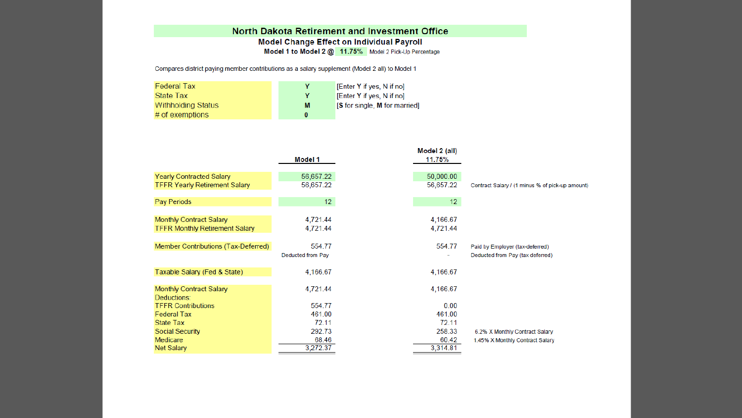# North Dakota Retirement and Investment Office

## Model Change Effect on Individual Payroll

**Model 1 to Model 2 @ 11.75%** Model 2 Pick-Up Percentage

Compares district paying member contributions as a salary supplement (Model 2 all) to Model 1

| | | |
|---|---|---|
| Federal Tax | Y | [Enter Y if yes, N if no] |
| State Tax | Y | [Enter Y if yes, N if no] |
| Withholding Status | M | [S for single, M for married] |
| # of exemptions | 0 | |

| | Model 1 | Model 2 (all) 11.75% | |
|---|---|---|---|
| Yearly Contracted Salary | 56,657.22 | 50,000.00 | |
| TFFR Yearly Retirement Salary | 56,657.22 | 56,657.22 | Contract Salary / (1 minus % of pick-up amount) |
| Pay Periods | 12 | 12 | |
| Monthly Contract Salary | 4,721.44 | 4,166.67 | |
| TFFR Monthly Retirement Salary | 4,721.44 | 4,721.44 | |
| Member Contributions (Tax-Deferred) | 554.77 | 554.77 | Paid by Employer (tax-deferred) |
| | Deducted from Pay | - | Deducted from Pay (tax deferred) |
| Taxable Salary (Fed & State) | 4,166.67 | 4,166.67 | |
| Monthly Contract Salary | 4,721.44 | 4,166.67 | |
| Deductions: | | | |
| TFFR Contributions | 554.77 | 0.00 | |
| Federal Tax | 461.00 | 461.00 | |
| State Tax | 72.11 | 72.11 | |
| Social Security | 292.73 | 258.33 | 6.2% X Monthly Contract Salary |
| Medicare | 68.46 | 60.42 | 1.45% X Monthly Contract Salary |
| Net Salary | 3,272.37 | 3,314.81 | |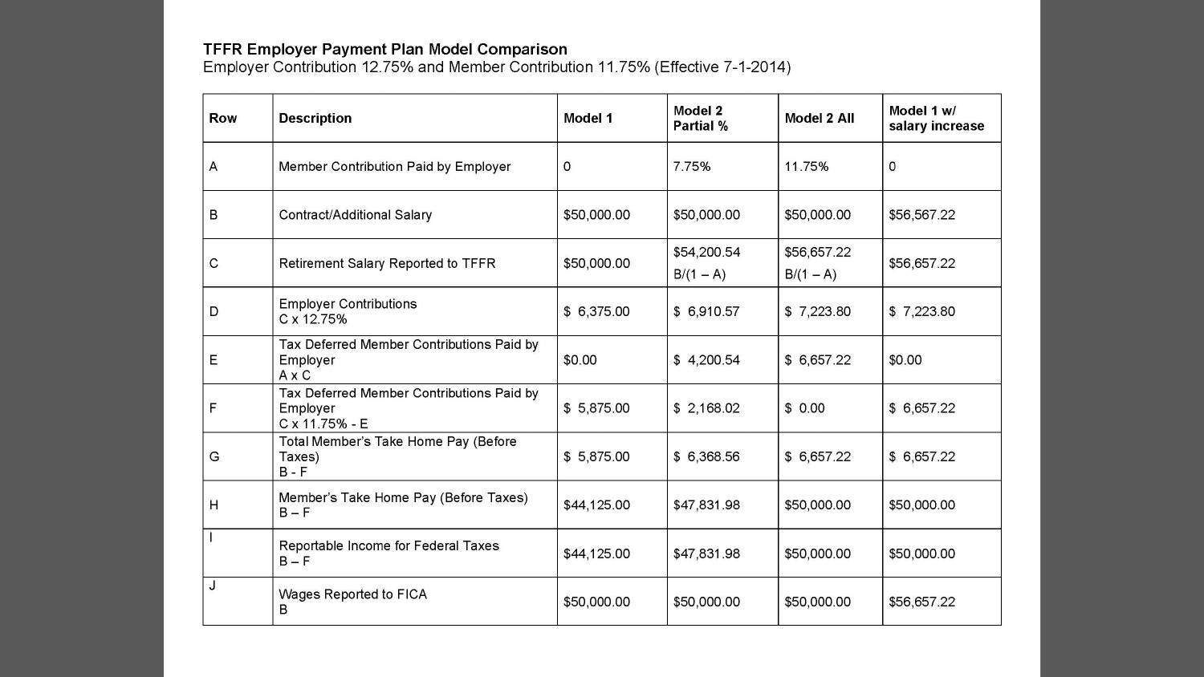**TFFR Employer Payment Plan Model Comparison**

Employer Contribution 12.75% and Member Contribution 11.75% (Effective 7-1-2014)

| Row | Description | Model 1 | Model 2 Partial % | Model 2 All | Model 1 w/ salary increase |
|---|---|---|---|---|---|
| A | Member Contribution Paid by Employer | 0 | 7.75% | 11.75% | 0 |
| B | Contract/Additional Salary | $50,000.00 | $50,000.00 | $50,000.00 | $56,567.22 |
| C | Retirement Salary Reported to TFFR | $50,000.00 | $54,200.54 B/(1 – A) | $56,657.22 B/(1 – A) | $56,657.22 |
| D | Employer Contributions C x 12.75% | $ 6,375.00 | $ 6,910.57 | $ 7,223.80 | $ 7,223.80 |
| E | Tax Deferred Member Contributions Paid by Employer A x C | $0.00 | $ 4,200.54 | $ 6,657.22 | $0.00 |
| F | Tax Deferred Member Contributions Paid by Employer C x 11.75% - E | $ 5,875.00 | $ 2,168.02 | $ 0.00 | $ 6,657.22 |
| G | Total Member's Take Home Pay (Before Taxes) B - F | $ 5,875.00 | $ 6,368.56 | $ 6,657.22 | $ 6,657.22 |
| H | Member's Take Home Pay (Before Taxes) B – F | $44,125.00 | $47,831.98 | $50,000.00 | $50,000.00 |
| I | Reportable Income for Federal Taxes B – F | $44,125.00 | $47,831.98 | $50,000.00 | $50,000.00 |
| J | Wages Reported to FICA B | $50,000.00 | $50,000.00 | $50,000.00 | $56,657.22 |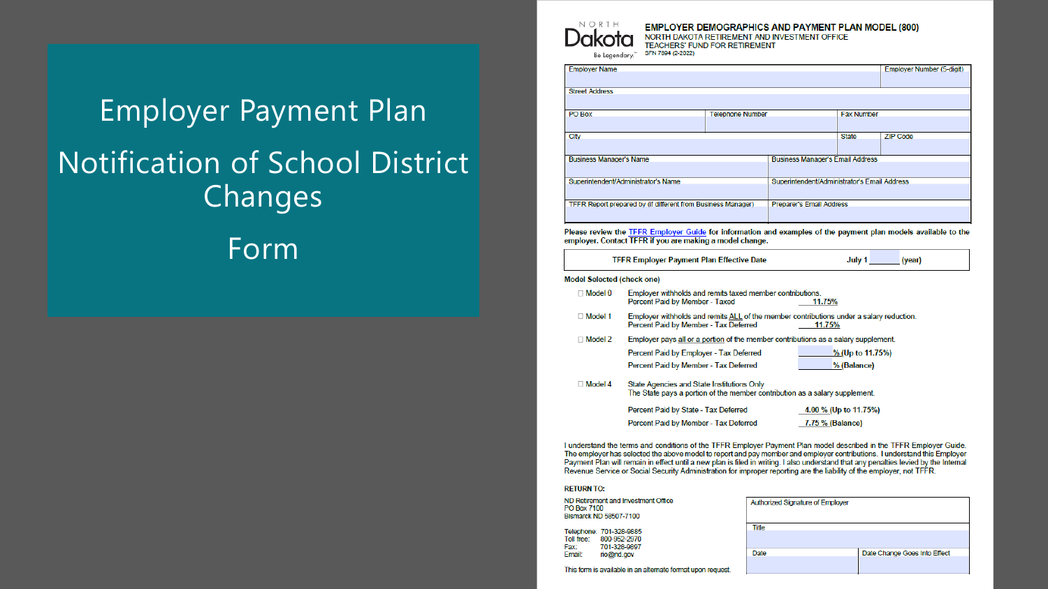# Employer Payment Plan

# Notification of School District Changes

# Form

**EMPLOYER DEMOGRAPHICS AND PAYMENT PLAN MODEL (800)**
NORTH DAKOTA RETIREMENT AND INVESTMENT OFFICE
TEACHERS' FUND FOR RETIREMENT
SFN 7894 (2-2022)

| Employer Name | | | Employer Number (5-digit) |
|---|---|---|---|
| Street Address | | | |
| PO Box | Telephone Number | Fax Number | |
| City | | State | ZIP Code |
| Business Manager's Name | | Business Manager's Email Address | |
| Superintendent/Administrator's Name | | Superintendent/Administrator's Email Address | |
| TFFR Report prepared by (if different from Business Manager) | | Preparer's Email Address | |

**Please review the TFFR Employer Guide for information and examples of the payment plan models available to the employer. Contact TFFR if you are making a model change.**

**TFFR Employer Payment Plan Effective Date** **July 1 ______ (year)**

**Model Selected (check one)**

☐ Model 0 — Employer withholds and remits taxed member contributions.
Percent Paid by Member - Taxed 11.75%

☐ Model 1 — Employer withholds and remits ALL of the member contributions under a salary reduction.
Percent Paid by Member - Tax Deferred 11.75%

☐ Model 2 — Employer pays all or a portion of the member contributions as a salary supplement.
Percent Paid by Employer - Tax Deferred ______ % (Up to 11.75%)
Percent Paid by Member - Tax Deferred ______ % (Balance)

☐ Model 4 — State Agencies and State Institutions Only
The State pays a portion of the member contribution as a salary supplement.
Percent Paid by State - Tax Deferred 4.00 % (Up to 11.75%)
Percent Paid by Member - Tax Deferred 7.75 % (Balance)

I understand the terms and conditions of the TFFR Employer Payment Plan model described in the TFFR Employer Guide. The employer has selected the above model to report and pay member and employer contributions. I understand this Employer Payment Plan will remain in effect until a new plan is filed in writing. I also understand that any penalties levied by the Internal Revenue Service or Social Security Administration for improper reporting are the liability of the employer, not TFFR.

**RETURN TO:**

ND Retirement and Investment Office
PO Box 7100
Bismarck ND 58507-7100

Telephone: 701-328-9885
Toll free: 800-952-2970
Fax: 701-328-9897
Email: rio@nd.gov

This form is available in an alternate format upon request.

| Authorized Signature of Employer | |
|---|---|
| Title | |
| Date | Date Change Goes Into Effect |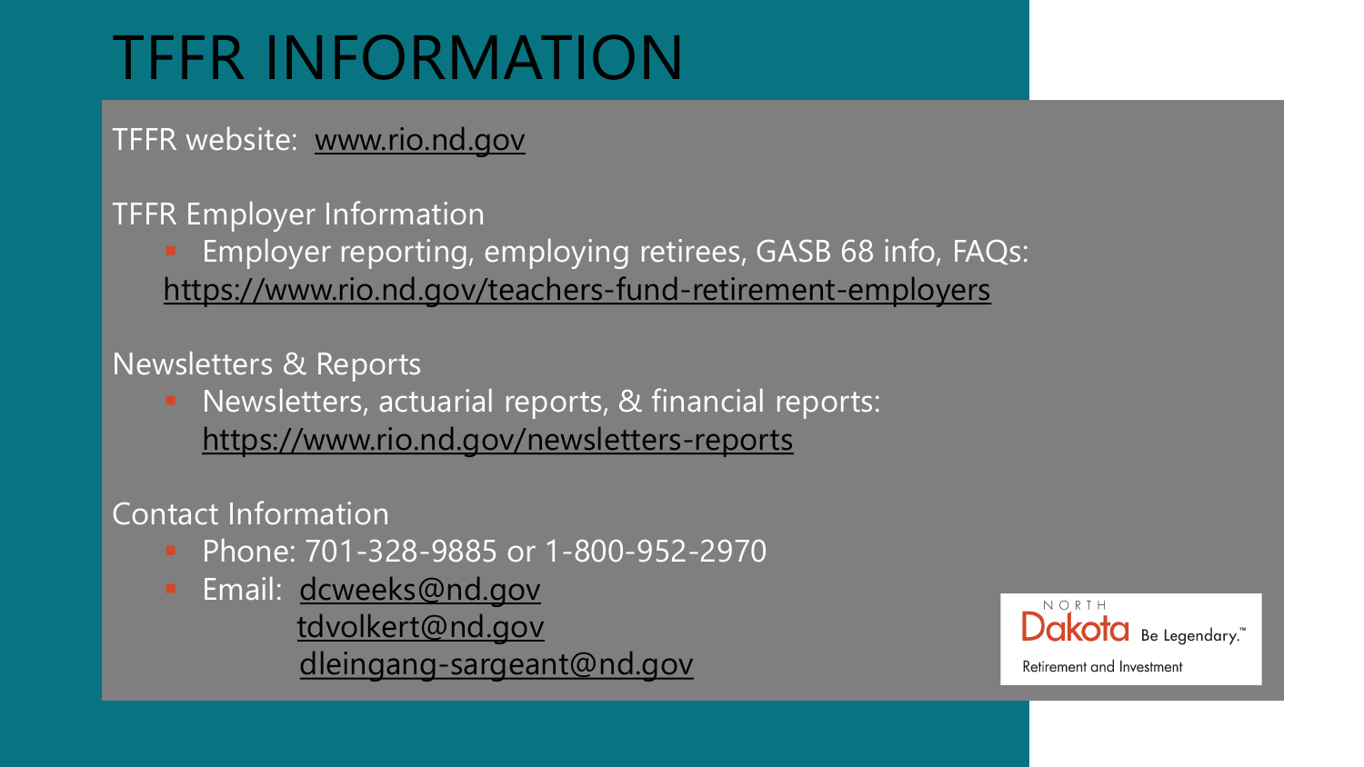# TFFR INFORMATION

TFFR website: www.rio.nd.gov

TFFR Employer Information

- Employer reporting, employing retirees, GASB 68 info, FAQs: https://www.rio.nd.gov/teachers-fund-retirement-employers

Newsletters & Reports

- Newsletters, actuarial reports, & financial reports: https://www.rio.nd.gov/newsletters-reports

Contact Information

- Phone: 701-328-9885 or 1-800-952-2970
- Email: dcweeks@nd.gov
  tdvolkert@nd.gov
  dleingang-sargeant@nd.gov

NORTH Dakota Be Legendary.™
Retirement and Investment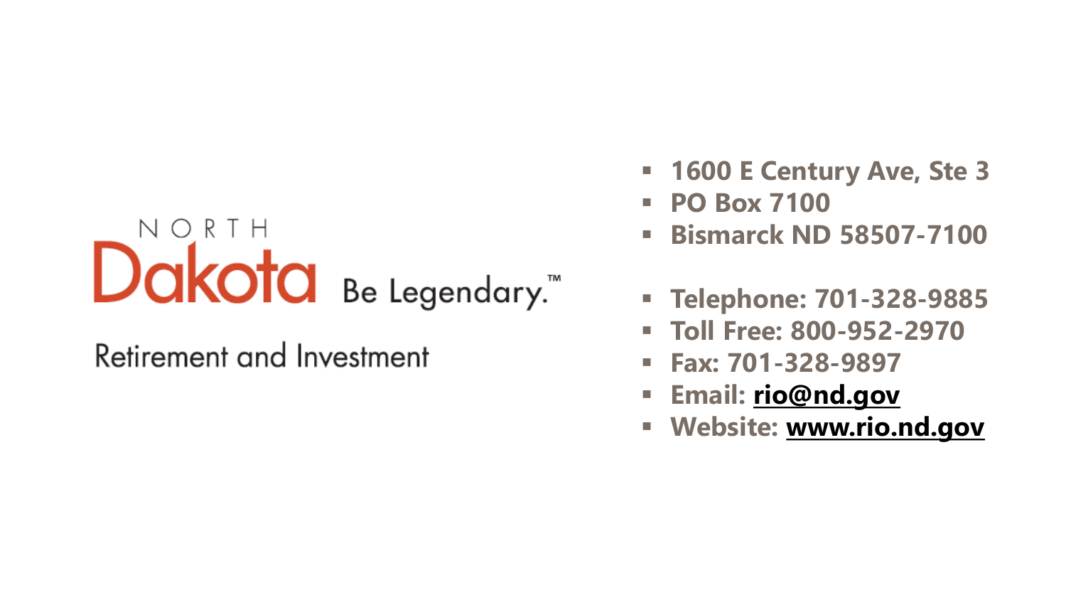NORTH Dakota Be Legendary.™

Retirement and Investment

- **1600 E Century Ave, Ste 3**
- **PO Box 7100**
- **Bismarck ND 58507-7100**

- **Telephone: 701-328-9885**
- **Toll Free: 800-952-2970**
- **Fax: 701-328-9897**
- **Email: rio@nd.gov**
- **Website: www.rio.nd.gov**